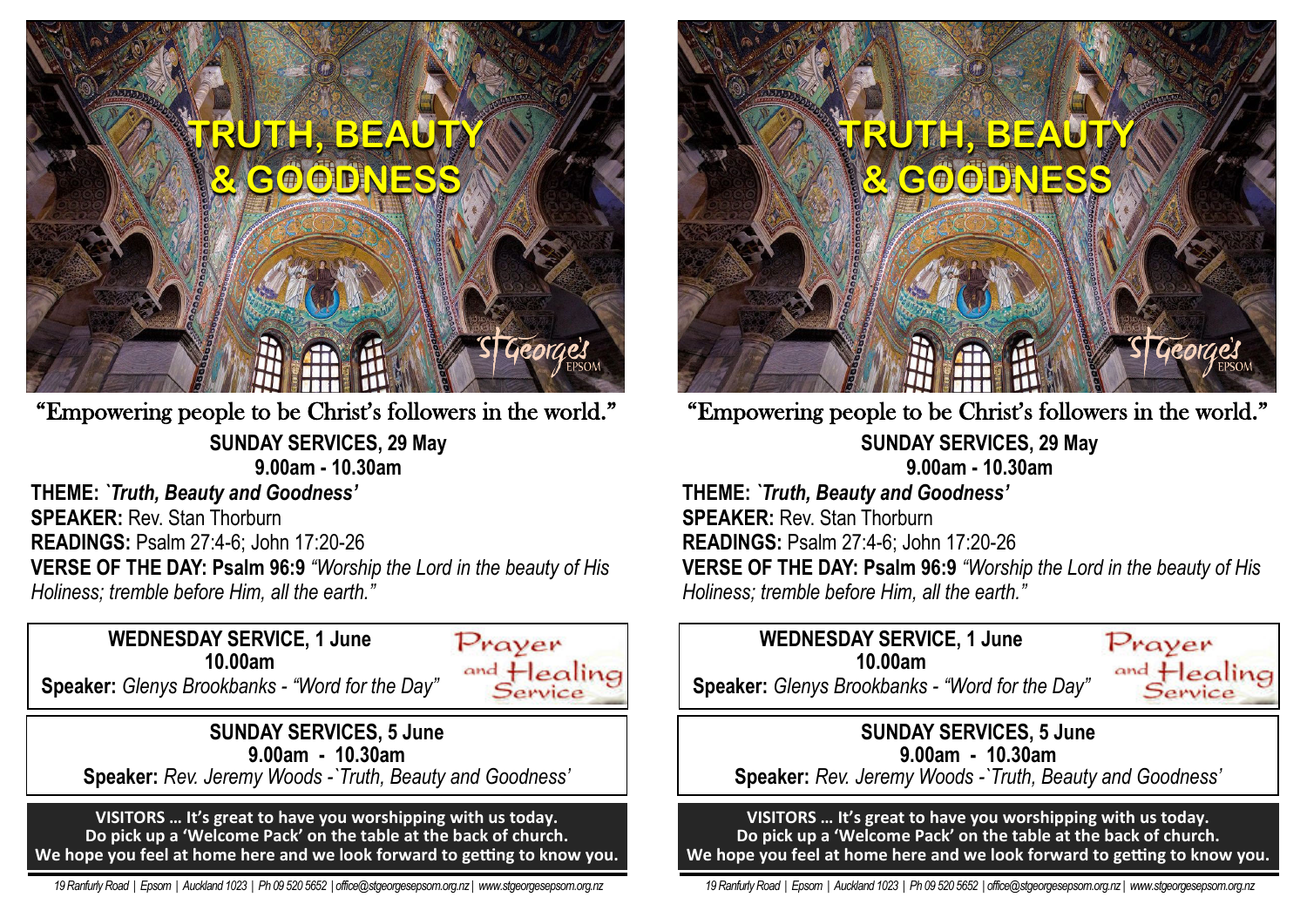# TRUTH, BEAUTY & GOODNESS

St George's EPSOM

"Empowering people to be Christ's followers in the world."

**SUNDAY SERVICES, 29 May**
**9.00am - 10.30am**

**THEME:** ***`Truth, Beauty and Goodness'***
**SPEAKER:** Rev. Stan Thorburn
**READINGS:** Psalm 27:4-6; John 17:20-26
**VERSE OF THE DAY: Psalm 96:9** *"Worship the Lord in the beauty of His Holiness; tremble before Him, all the earth."*

**WEDNESDAY SERVICE, 1 June**
**10.00am**
**Speaker:** *Glenys Brookbanks - "Word for the Day"*

Prayer and Healing Service

**SUNDAY SERVICES, 5 June**
**9.00am - 10.30am**
**Speaker:** *Rev. Jeremy Woods -`Truth, Beauty and Goodness'*

**VISITORS … It's great to have you worshipping with us today. Do pick up a 'Welcome Pack' on the table at the back of church. We hope you feel at home here and we look forward to getting to know you.**

*19 Ranfurly Road | Epsom | Auckland 1023 | Ph 09 520 5652 | office@stgeorgesepsom.org.nz | www.stgeorgesepsom.org.nz*

# TRUTH, BEAUTY & GOODNESS

St George's EPSOM

"Empowering people to be Christ's followers in the world."

**SUNDAY SERVICES, 29 May**
**9.00am - 10.30am**

**THEME:** ***`Truth, Beauty and Goodness'***
**SPEAKER:** Rev. Stan Thorburn
**READINGS:** Psalm 27:4-6; John 17:20-26
**VERSE OF THE DAY: Psalm 96:9** *"Worship the Lord in the beauty of His Holiness; tremble before Him, all the earth."*

**WEDNESDAY SERVICE, 1 June**
**10.00am**
**Speaker:** *Glenys Brookbanks - "Word for the Day"*

Prayer and Healing Service

**SUNDAY SERVICES, 5 June**
**9.00am - 10.30am**
**Speaker:** *Rev. Jeremy Woods -`Truth, Beauty and Goodness'*

**VISITORS … It's great to have you worshipping with us today. Do pick up a 'Welcome Pack' on the table at the back of church. We hope you feel at home here and we look forward to getting to know you.**

*19 Ranfurly Road | Epsom | Auckland 1023 | Ph 09 520 5652 | office@stgeorgesepsom.org.nz | www.stgeorgesepsom.org.nz*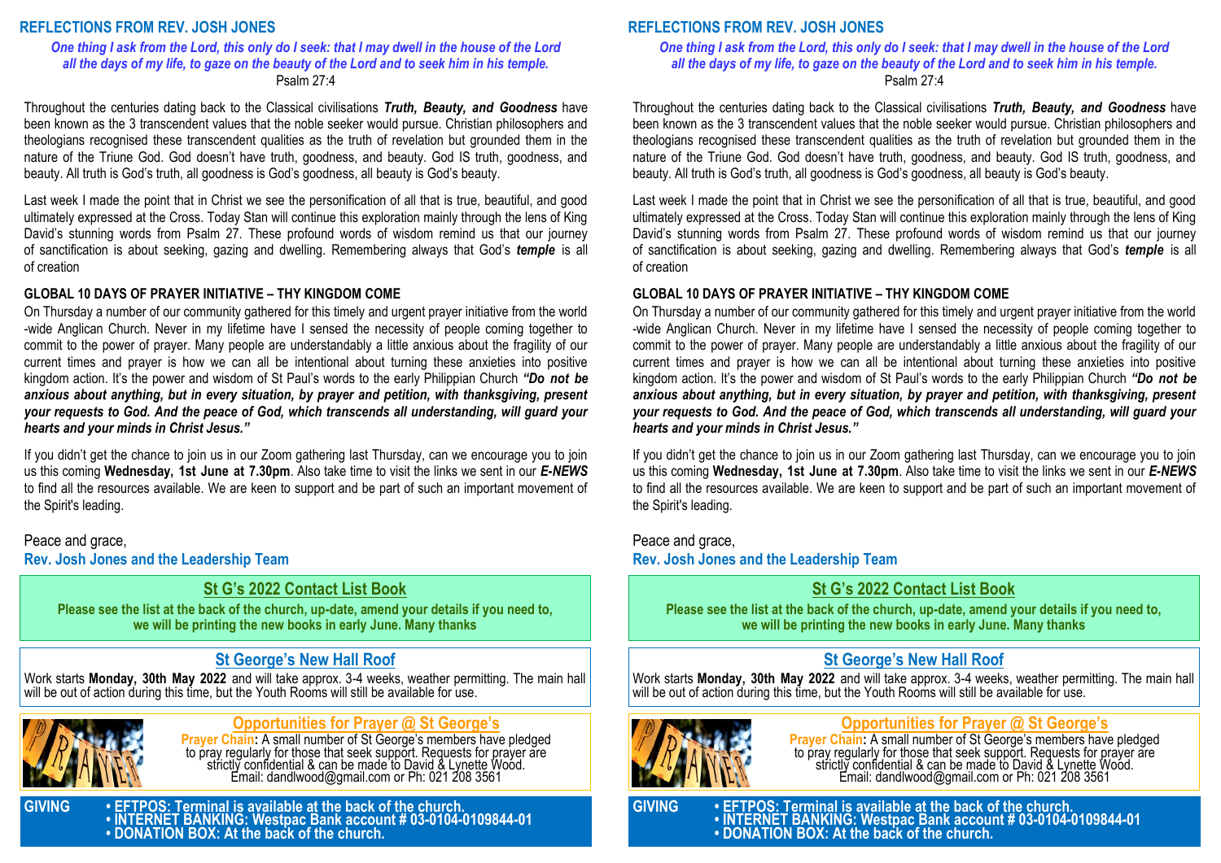## REFLECTIONS FROM REV. JOSH JONES

***One thing I ask from the Lord, this only do I seek: that I may dwell in the house of the Lord all the days of my life, to gaze on the beauty of the Lord and to seek him in his temple.***
Psalm 27:4

Throughout the centuries dating back to the Classical civilisations ***Truth, Beauty, and Goodness*** have been known as the 3 transcendent values that the noble seeker would pursue. Christian philosophers and theologians recognised these transcendent qualities as the truth of revelation but grounded them in the nature of the Triune God. God doesn't have truth, goodness, and beauty. God IS truth, goodness, and beauty. All truth is God's truth, all goodness is God's goodness, all beauty is God's beauty.

Last week I made the point that in Christ we see the personification of all that is true, beautiful, and good ultimately expressed at the Cross. Today Stan will continue this exploration mainly through the lens of King David's stunning words from Psalm 27. These profound words of wisdom remind us that our journey of sanctification is about seeking, gazing and dwelling. Remembering always that God's ***temple*** is all of creation

### GLOBAL 10 DAYS OF PRAYER INITIATIVE – THY KINGDOM COME

On Thursday a number of our community gathered for this timely and urgent prayer initiative from the world -wide Anglican Church. Never in my lifetime have I sensed the necessity of people coming together to commit to the power of prayer. Many people are understandably a little anxious about the fragility of our current times and prayer is how we can all be intentional about turning these anxieties into positive kingdom action. It's the power and wisdom of St Paul's words to the early Philippian Church ***"Do not be anxious about anything, but in every situation, by prayer and petition, with thanksgiving, present your requests to God. And the peace of God, which transcends all understanding, will guard your hearts and your minds in Christ Jesus."***

If you didn't get the chance to join us in our Zoom gathering last Thursday, can we encourage you to join us this coming **Wednesday, 1st June at 7.30pm**. Also take time to visit the links we sent in our ***E-NEWS*** to find all the resources available. We are keen to support and be part of such an important movement of the Spirit's leading.

Peace and grace,
**Rev. Josh Jones and the Leadership Team**

### St G's 2022 Contact List Book

**Please see the list at the back of the church, up-date, amend your details if you need to, we will be printing the new books in early June. Many thanks**

### St George's New Hall Roof

Work starts **Monday, 30th May 2022** and will take approx. 3-4 weeks, weather permitting. The main hall will be out of action during this time, but the Youth Rooms will still be available for use.

### Opportunities for Prayer @ St George's

**Prayer Chain:** A small number of St George's members have pledged to pray regularly for those that seek support. Requests for prayer are strictly confidential & can be made to David & Lynette Wood. Email: dandlwood@gmail.com or Ph: 021 208 3561

**GIVING**
- **EFTPOS: Terminal is available at the back of the church.**
- **INTERNET BANKING: Westpac Bank account # 03-0104-0109844-01**
- **DONATION BOX: At the back of the church.**

## REFLECTIONS FROM REV. JOSH JONES

***One thing I ask from the Lord, this only do I seek: that I may dwell in the house of the Lord all the days of my life, to gaze on the beauty of the Lord and to seek him in his temple.***
Psalm 27:4

Throughout the centuries dating back to the Classical civilisations ***Truth, Beauty, and Goodness*** have been known as the 3 transcendent values that the noble seeker would pursue. Christian philosophers and theologians recognised these transcendent qualities as the truth of revelation but grounded them in the nature of the Triune God. God doesn't have truth, goodness, and beauty. God IS truth, goodness, and beauty. All truth is God's truth, all goodness is God's goodness, all beauty is God's beauty.

Last week I made the point that in Christ we see the personification of all that is true, beautiful, and good ultimately expressed at the Cross. Today Stan will continue this exploration mainly through the lens of King David's stunning words from Psalm 27. These profound words of wisdom remind us that our journey of sanctification is about seeking, gazing and dwelling. Remembering always that God's ***temple*** is all of creation

### GLOBAL 10 DAYS OF PRAYER INITIATIVE – THY KINGDOM COME

On Thursday a number of our community gathered for this timely and urgent prayer initiative from the world -wide Anglican Church. Never in my lifetime have I sensed the necessity of people coming together to commit to the power of prayer. Many people are understandably a little anxious about the fragility of our current times and prayer is how we can all be intentional about turning these anxieties into positive kingdom action. It's the power and wisdom of St Paul's words to the early Philippian Church ***"Do not be anxious about anything, but in every situation, by prayer and petition, with thanksgiving, present your requests to God. And the peace of God, which transcends all understanding, will guard your hearts and your minds in Christ Jesus."***

If you didn't get the chance to join us in our Zoom gathering last Thursday, can we encourage you to join us this coming **Wednesday, 1st June at 7.30pm**. Also take time to visit the links we sent in our ***E-NEWS*** to find all the resources available. We are keen to support and be part of such an important movement of the Spirit's leading.

Peace and grace,
**Rev. Josh Jones and the Leadership Team**

### St G's 2022 Contact List Book

**Please see the list at the back of the church, up-date, amend your details if you need to, we will be printing the new books in early June. Many thanks**

### St George's New Hall Roof

Work starts **Monday, 30th May 2022** and will take approx. 3-4 weeks, weather permitting. The main hall will be out of action during this time, but the Youth Rooms will still be available for use.

### Opportunities for Prayer @ St George's

**Prayer Chain:** A small number of St George's members have pledged to pray regularly for those that seek support. Requests for prayer are strictly confidential & can be made to David & Lynette Wood. Email: dandlwood@gmail.com or Ph: 021 208 3561

**GIVING**
- **EFTPOS: Terminal is available at the back of the church.**
- **INTERNET BANKING: Westpac Bank account # 03-0104-0109844-01**
- **DONATION BOX: At the back of the church.**